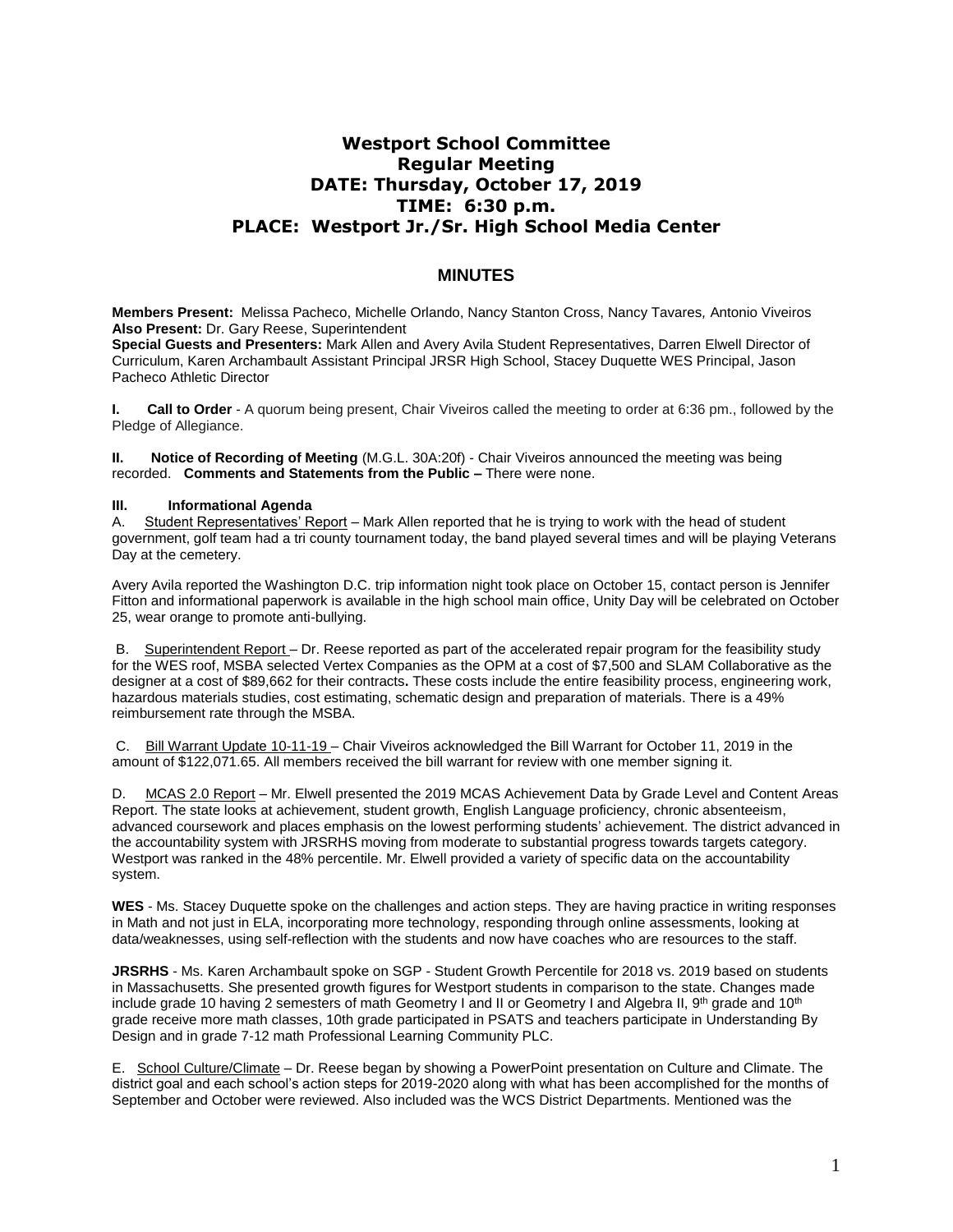# Westport School Committee
## Regular Meeting
## DATE: Thursday, October 17, 2019
## TIME: 6:30 p.m.
## PLACE: Westport Jr./Sr. High School Media Center

## MINUTES

**Members Present:** Melissa Pacheco, Michelle Orlando, Nancy Stanton Cross, Nancy Tavares, Antonio Viveiros
**Also Present:** Dr. Gary Reese, Superintendent
**Special Guests and Presenters:** Mark Allen and Avery Avila Student Representatives, Darren Elwell Director of Curriculum, Karen Archambault Assistant Principal JRSR High School, Stacey Duquette WES Principal, Jason Pacheco Athletic Director

**I. Call to Order** - A quorum being present, Chair Viveiros called the meeting to order at 6:36 pm., followed by the Pledge of Allegiance.

**II. Notice of Recording of Meeting** (M.G.L. 30A:20f) - Chair Viveiros announced the meeting was being recorded. **Comments and Statements from the Public –** There were none.

**III. Informational Agenda**

A. Student Representatives' Report – Mark Allen reported that he is trying to work with the head of student government, golf team had a tri county tournament today, the band played several times and will be playing Veterans Day at the cemetery.

Avery Avila reported the Washington D.C. trip information night took place on October 15, contact person is Jennifer Fitton and informational paperwork is available in the high school main office, Unity Day will be celebrated on October 25, wear orange to promote anti-bullying.

B. Superintendent Report – Dr. Reese reported as part of the accelerated repair program for the feasibility study for the WES roof, MSBA selected Vertex Companies as the OPM at a cost of $7,500 and SLAM Collaborative as the designer at a cost of $89,662 for their contracts**.** These costs include the entire feasibility process, engineering work, hazardous materials studies, cost estimating, schematic design and preparation of materials. There is a 49% reimbursement rate through the MSBA.

C. Bill Warrant Update 10-11-19 – Chair Viveiros acknowledged the Bill Warrant for October 11, 2019 in the amount of $122,071.65. All members received the bill warrant for review with one member signing it.

D. MCAS 2.0 Report – Mr. Elwell presented the 2019 MCAS Achievement Data by Grade Level and Content Areas Report. The state looks at achievement, student growth, English Language proficiency, chronic absenteeism, advanced coursework and places emphasis on the lowest performing students' achievement. The district advanced in the accountability system with JRSRHS moving from moderate to substantial progress towards targets category. Westport was ranked in the 48% percentile. Mr. Elwell provided a variety of specific data on the accountability system.

**WES** - Ms. Stacey Duquette spoke on the challenges and action steps. They are having practice in writing responses in Math and not just in ELA, incorporating more technology, responding through online assessments, looking at data/weaknesses, using self-reflection with the students and now have coaches who are resources to the staff.

**JRSRHS** - Ms. Karen Archambault spoke on SGP - Student Growth Percentile for 2018 vs. 2019 based on students in Massachusetts. She presented growth figures for Westport students in comparison to the state. Changes made include grade 10 having 2 semesters of math Geometry I and II or Geometry I and Algebra II, 9th grade and 10th grade receive more math classes, 10th grade participated in PSATS and teachers participate in Understanding By Design and in grade 7-12 math Professional Learning Community PLC.

E. School Culture/Climate – Dr. Reese began by showing a PowerPoint presentation on Culture and Climate. The district goal and each school's action steps for 2019-2020 along with what has been accomplished for the months of September and October were reviewed. Also included was the WCS District Departments. Mentioned was the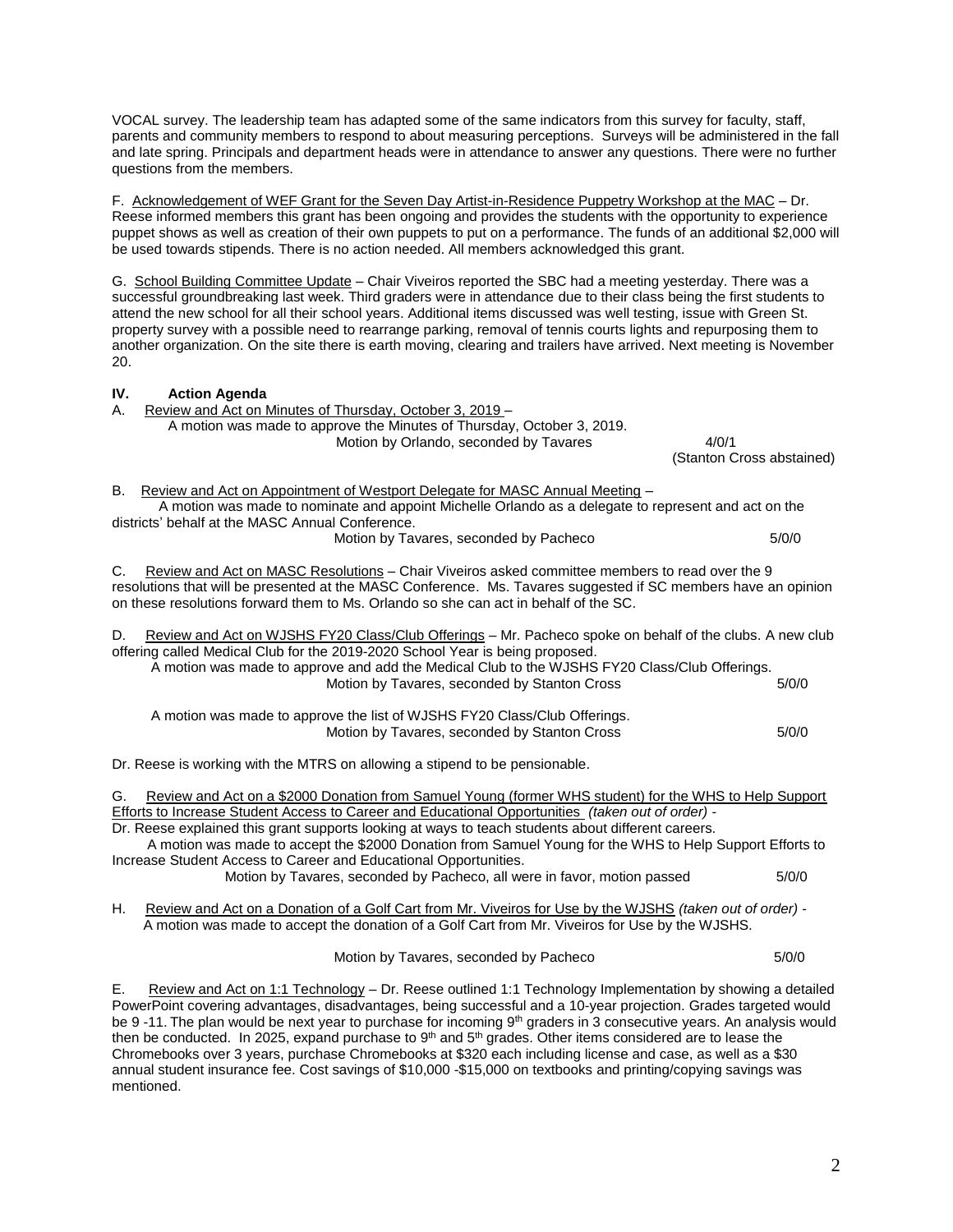VOCAL survey. The leadership team has adapted some of the same indicators from this survey for faculty, staff, parents and community members to respond to about measuring perceptions. Surveys will be administered in the fall and late spring. Principals and department heads were in attendance to answer any questions. There were no further questions from the members.

F. Acknowledgement of WEF Grant for the Seven Day Artist-in-Residence Puppetry Workshop at the MAC – Dr. Reese informed members this grant has been ongoing and provides the students with the opportunity to experience puppet shows as well as creation of their own puppets to put on a performance. The funds of an additional $2,000 will be used towards stipends. There is no action needed. All members acknowledged this grant.

G. School Building Committee Update – Chair Viveiros reported the SBC had a meeting yesterday. There was a successful groundbreaking last week. Third graders were in attendance due to their class being the first students to attend the new school for all their school years. Additional items discussed was well testing, issue with Green St. property survey with a possible need to rearrange parking, removal of tennis courts lights and repurposing them to another organization. On the site there is earth moving, clearing and trailers have arrived. Next meeting is November 20.

**IV. Action Agenda**

A. Review and Act on Minutes of Thursday, October 3, 2019 –

A motion was made to approve the Minutes of Thursday, October 3, 2019.

Motion by Orlando, seconded by Tavares 4/0/1 (Stanton Cross abstained)

B. Review and Act on Appointment of Westport Delegate for MASC Annual Meeting –

A motion was made to nominate and appoint Michelle Orlando as a delegate to represent and act on the districts' behalf at the MASC Annual Conference.

Motion by Tavares, seconded by Pacheco 5/0/0

C. Review and Act on MASC Resolutions – Chair Viveiros asked committee members to read over the 9 resolutions that will be presented at the MASC Conference. Ms. Tavares suggested if SC members have an opinion on these resolutions forward them to Ms. Orlando so she can act in behalf of the SC.

D. Review and Act on WJSHS FY20 Class/Club Offerings – Mr. Pacheco spoke on behalf of the clubs. A new club offering called Medical Club for the 2019-2020 School Year is being proposed.

A motion was made to approve and add the Medical Club to the WJSHS FY20 Class/Club Offerings.

Motion by Tavares, seconded by Stanton Cross 5/0/0

A motion was made to approve the list of WJSHS FY20 Class/Club Offerings.

Motion by Tavares, seconded by Stanton Cross 5/0/0

Dr. Reese is working with the MTRS on allowing a stipend to be pensionable.

G. Review and Act on a $2000 Donation from Samuel Young (former WHS student) for the WHS to Help Support Efforts to Increase Student Access to Career and Educational Opportunities *(taken out of order)* -

Dr. Reese explained this grant supports looking at ways to teach students about different careers.

A motion was made to accept the $2000 Donation from Samuel Young for the WHS to Help Support Efforts to Increase Student Access to Career and Educational Opportunities.

Motion by Tavares, seconded by Pacheco, all were in favor, motion passed 5/0/0

H. Review and Act on a Donation of a Golf Cart from Mr. Viveiros for Use by the WJSHS *(taken out of order)* -

A motion was made to accept the donation of a Golf Cart from Mr. Viveiros for Use by the WJSHS.

Motion by Tavares, seconded by Pacheco 5/0/0

E. Review and Act on 1:1 Technology – Dr. Reese outlined 1:1 Technology Implementation by showing a detailed PowerPoint covering advantages, disadvantages, being successful and a 10-year projection. Grades targeted would be 9 -11. The plan would be next year to purchase for incoming 9th graders in 3 consecutive years. An analysis would then be conducted. In 2025, expand purchase to 9th and 5th grades. Other items considered are to lease the Chromebooks over 3 years, purchase Chromebooks at $320 each including license and case, as well as a $30 annual student insurance fee. Cost savings of $10,000 -$15,000 on textbooks and printing/copying savings was mentioned.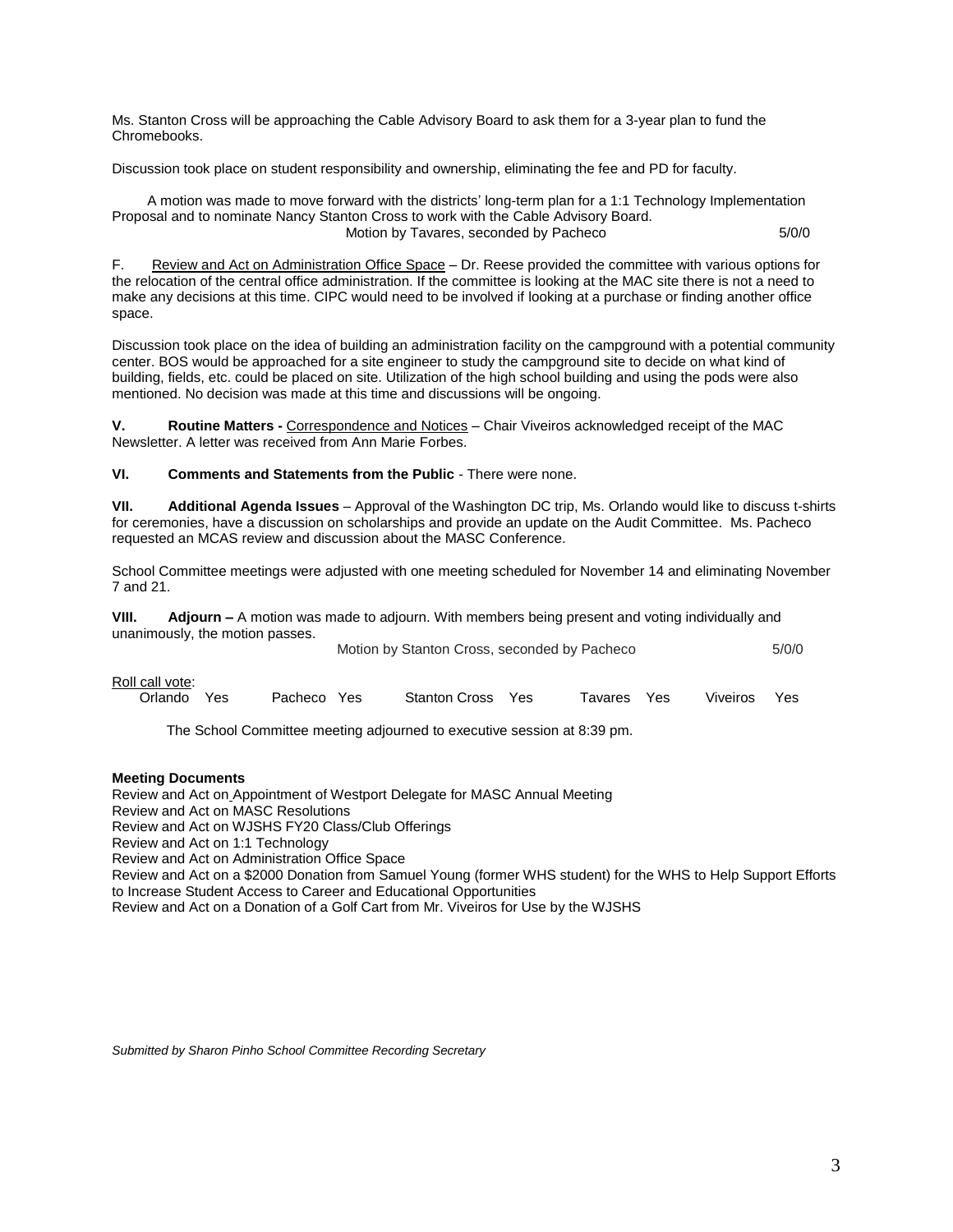Ms. Stanton Cross will be approaching the Cable Advisory Board to ask them for a 3-year plan to fund the Chromebooks.

Discussion took place on student responsibility and ownership, eliminating the fee and PD for faculty.

A motion was made to move forward with the districts' long-term plan for a 1:1 Technology Implementation Proposal and to nominate Nancy Stanton Cross to work with the Cable Advisory Board.

Motion by Tavares, seconded by Pacheco 5/0/0

F. Review and Act on Administration Office Space – Dr. Reese provided the committee with various options for the relocation of the central office administration. If the committee is looking at the MAC site there is not a need to make any decisions at this time. CIPC would need to be involved if looking at a purchase or finding another office space.

Discussion took place on the idea of building an administration facility on the campground with a potential community center. BOS would be approached for a site engineer to study the campground site to decide on what kind of building, fields, etc. could be placed on site. Utilization of the high school building and using the pods were also mentioned. No decision was made at this time and discussions will be ongoing.

**V. Routine Matters -** Correspondence and Notices – Chair Viveiros acknowledged receipt of the MAC Newsletter. A letter was received from Ann Marie Forbes.

**VI. Comments and Statements from the Public** - There were none.

**VII. Additional Agenda Issues** – Approval of the Washington DC trip, Ms. Orlando would like to discuss t-shirts for ceremonies, have a discussion on scholarships and provide an update on the Audit Committee. Ms. Pacheco requested an MCAS review and discussion about the MASC Conference.

School Committee meetings were adjusted with one meeting scheduled for November 14 and eliminating November 7 and 21.

**VIII. Adjourn –** A motion was made to adjourn. With members being present and voting individually and unanimously, the motion passes.

Motion by Stanton Cross, seconded by Pacheco 5/0/0

Roll call vote:

Orlando Yes Pacheco Yes Stanton Cross Yes Tavares Yes Viveiros Yes

The School Committee meeting adjourned to executive session at 8:39 pm.

**Meeting Documents**

Review and Act on Appointment of Westport Delegate for MASC Annual Meeting
Review and Act on MASC Resolutions
Review and Act on WJSHS FY20 Class/Club Offerings
Review and Act on 1:1 Technology
Review and Act on Administration Office Space
Review and Act on a $2000 Donation from Samuel Young (former WHS student) for the WHS to Help Support Efforts to Increase Student Access to Career and Educational Opportunities
Review and Act on a Donation of a Golf Cart from Mr. Viveiros for Use by the WJSHS

*Submitted by Sharon Pinho School Committee Recording Secretary*